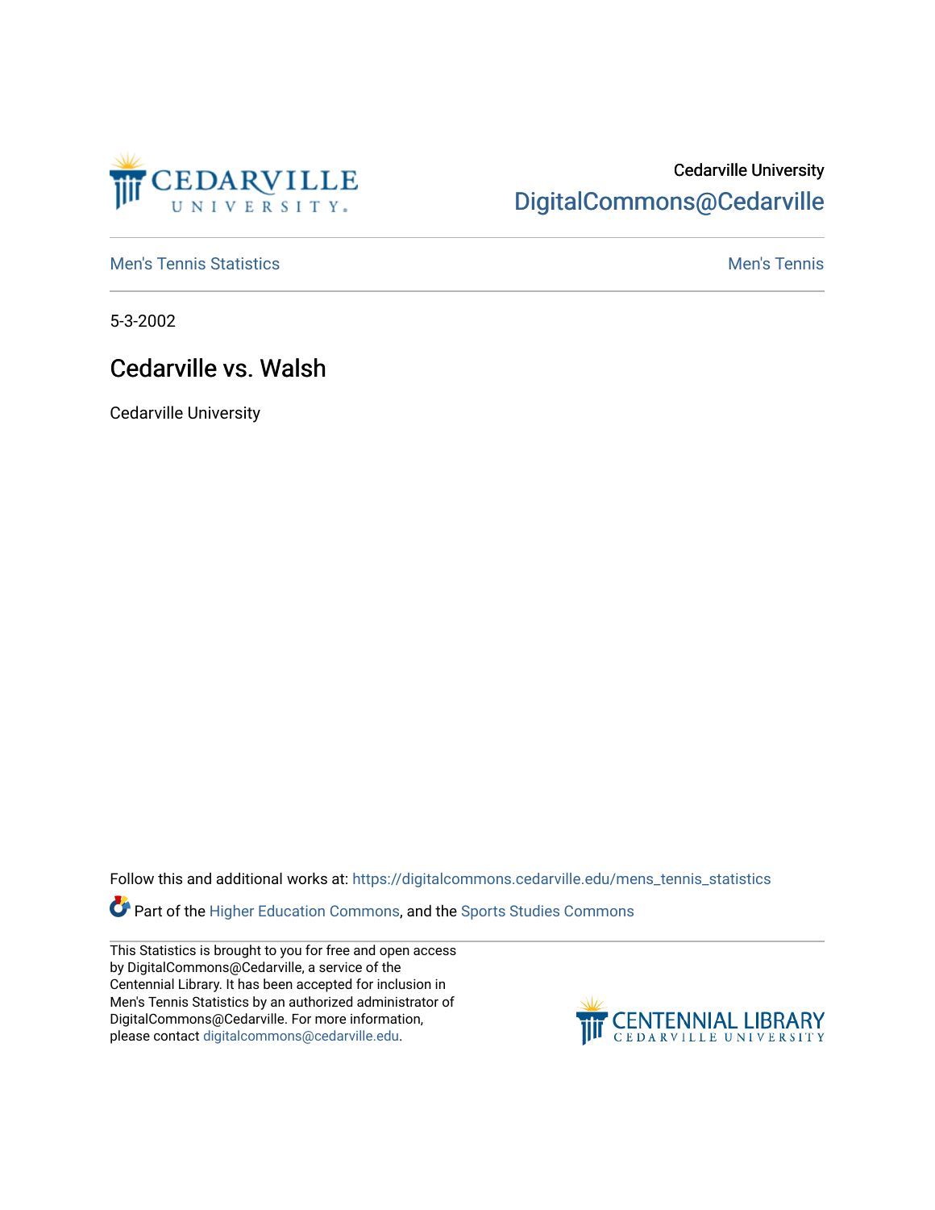Cedarville University

DigitalCommons@Cedarville

Men's Tennis Statistics

Men's Tennis

5-3-2002

# Cedarville vs. Walsh

Cedarville University

Follow this and additional works at: https://digitalcommons.cedarville.edu/mens_tennis_statistics

Part of the Higher Education Commons, and the Sports Studies Commons

This Statistics is brought to you for free and open access by DigitalCommons@Cedarville, a service of the Centennial Library. It has been accepted for inclusion in Men's Tennis Statistics by an authorized administrator of DigitalCommons@Cedarville. For more information, please contact digitalcommons@cedarville.edu.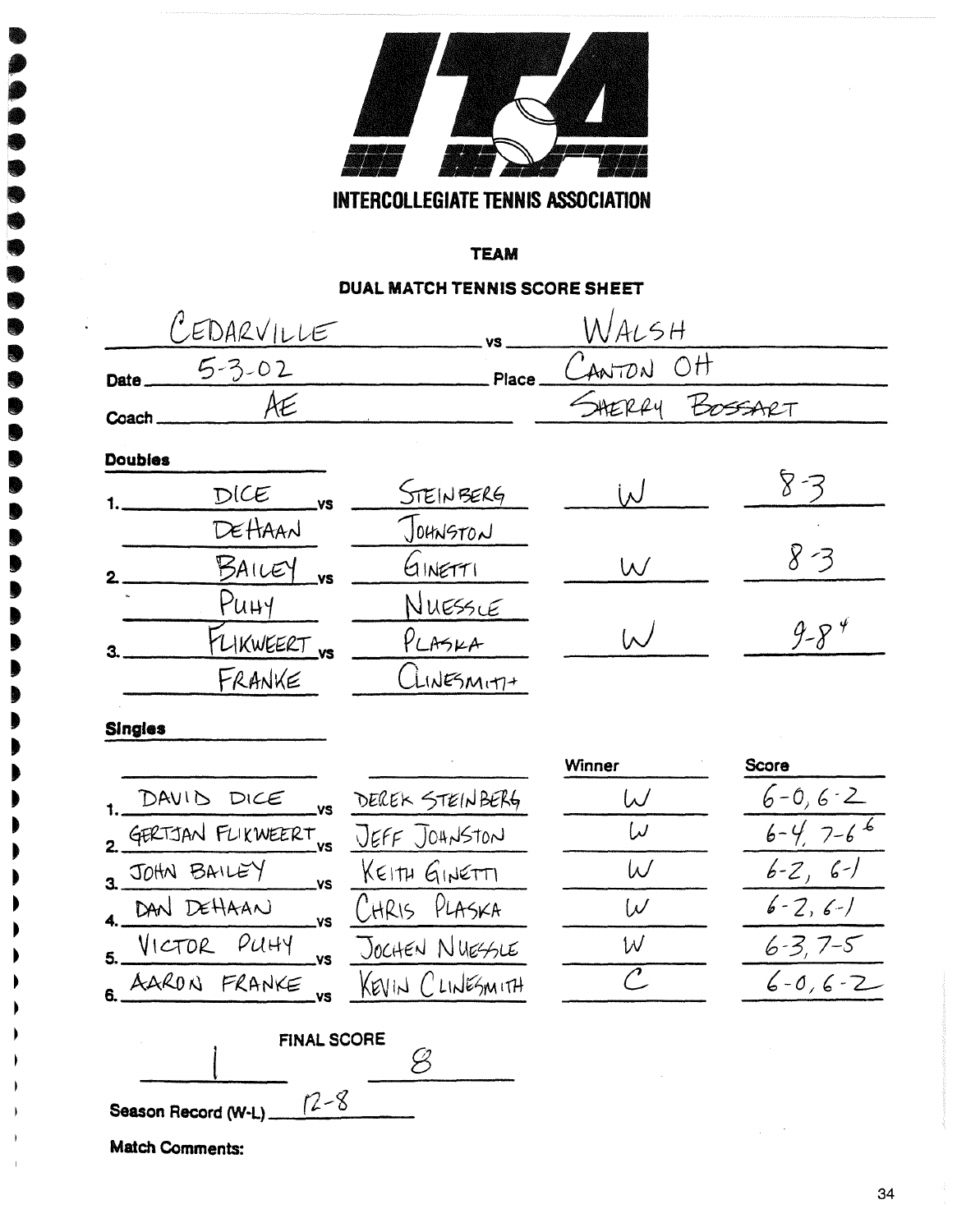# INTERCOLLEGIATE TENNIS ASSOCIATION

## TEAM

## DUAL MATCH TENNIS SCORE SHEET

CEDARVILLE vs WALSH

Date 5-3-02 Place CANTON OH

Coach AE SHERRY BOSSART

**Doubles**

| | | | | |
|---|---|---|---|---|
| 1. | DICE / DEHAAN | vs STEINBERG / JOHNSTON | W | 8-3 |
| 2. | BAILEY / PUHY | vs GINETTI / NUESSLE | W | 8-3 |
| 3. | FLIKWEERT / FRANKE | vs PLASKA / CLINESMITH | W | 9-8[4] |

**Singles**

| | | | Winner | Score |
|---|---|---|---|---|
| 1. | DAVID DICE | vs DEREK STEINBERG | W | 6-0, 6-2 |
| 2. | GERTJAN FLIKWEERT | vs JEFF JOHNSTON | W | 6-4, 7-6[6] |
| 3. | JOHN BAILEY | vs KEITH GINETTI | W | 6-2, 6-1 |
| 4. | DAN DEHAAN | vs CHRIS PLASKA | W | 6-2, 6-1 |
| 5. | VICTOR PUHY | vs JOCHEN NUESSLE | W | 6-3, 7-5 |
| 6. | AARON FRANKE | vs KEVIN CLINESMITH | C | 6-0, 6-2 |

**FINAL SCORE**

1 8

Season Record (W-L) 12-8

**Match Comments:**